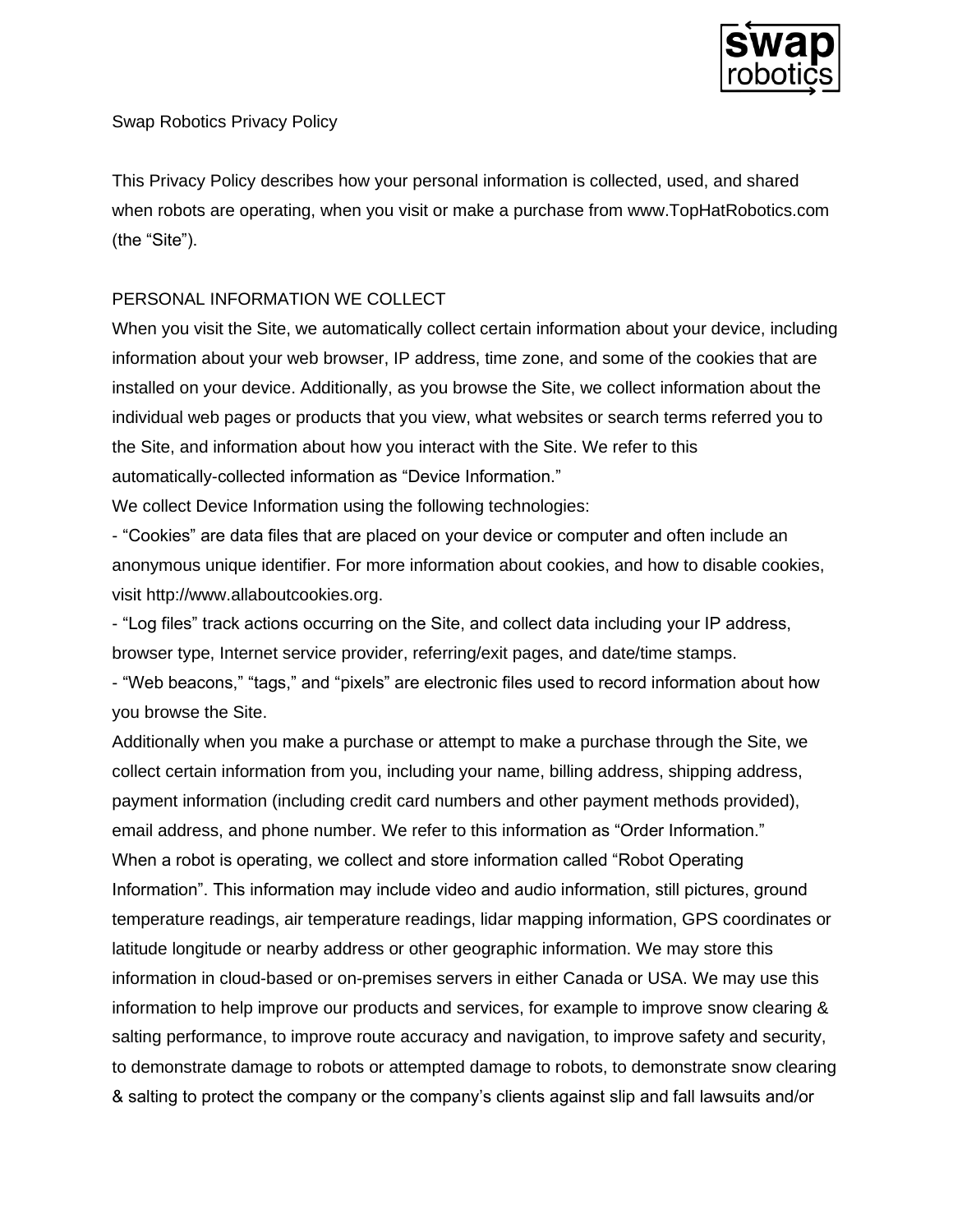# Swap Robotics Privacy Policy

This Privacy Policy describes how your personal information is collected, used, and shared when robots are operating, when you visit or make a purchase from www.TopHatRobotics.com (the "Site").

## PERSONAL INFORMATION WE COLLECT

When you visit the Site, we automatically collect certain information about your device, including information about your web browser, IP address, time zone, and some of the cookies that are installed on your device. Additionally, as you browse the Site, we collect information about the individual web pages or products that you view, what websites or search terms referred you to the Site, and information about how you interact with the Site. We refer to this automatically-collected information as "Device Information."

We collect Device Information using the following technologies:

- "Cookies" are data files that are placed on your device or computer and often include an anonymous unique identifier. For more information about cookies, and how to disable cookies, visit http://www.allaboutcookies.org.
- "Log files" track actions occurring on the Site, and collect data including your IP address, browser type, Internet service provider, referring/exit pages, and date/time stamps.
- "Web beacons," "tags," and "pixels" are electronic files used to record information about how you browse the Site.

Additionally when you make a purchase or attempt to make a purchase through the Site, we collect certain information from you, including your name, billing address, shipping address, payment information (including credit card numbers and other payment methods provided), email address, and phone number. We refer to this information as "Order Information."

When a robot is operating, we collect and store information called "Robot Operating Information". This information may include video and audio information, still pictures, ground temperature readings, air temperature readings, lidar mapping information, GPS coordinates or latitude longitude or nearby address or other geographic information. We may store this information in cloud-based or on-premises servers in either Canada or USA. We may use this information to help improve our products and services, for example to improve snow clearing & salting performance, to improve route accuracy and navigation, to improve safety and security, to demonstrate damage to robots or attempted damage to robots, to demonstrate snow clearing & salting to protect the company or the company's clients against slip and fall lawsuits and/or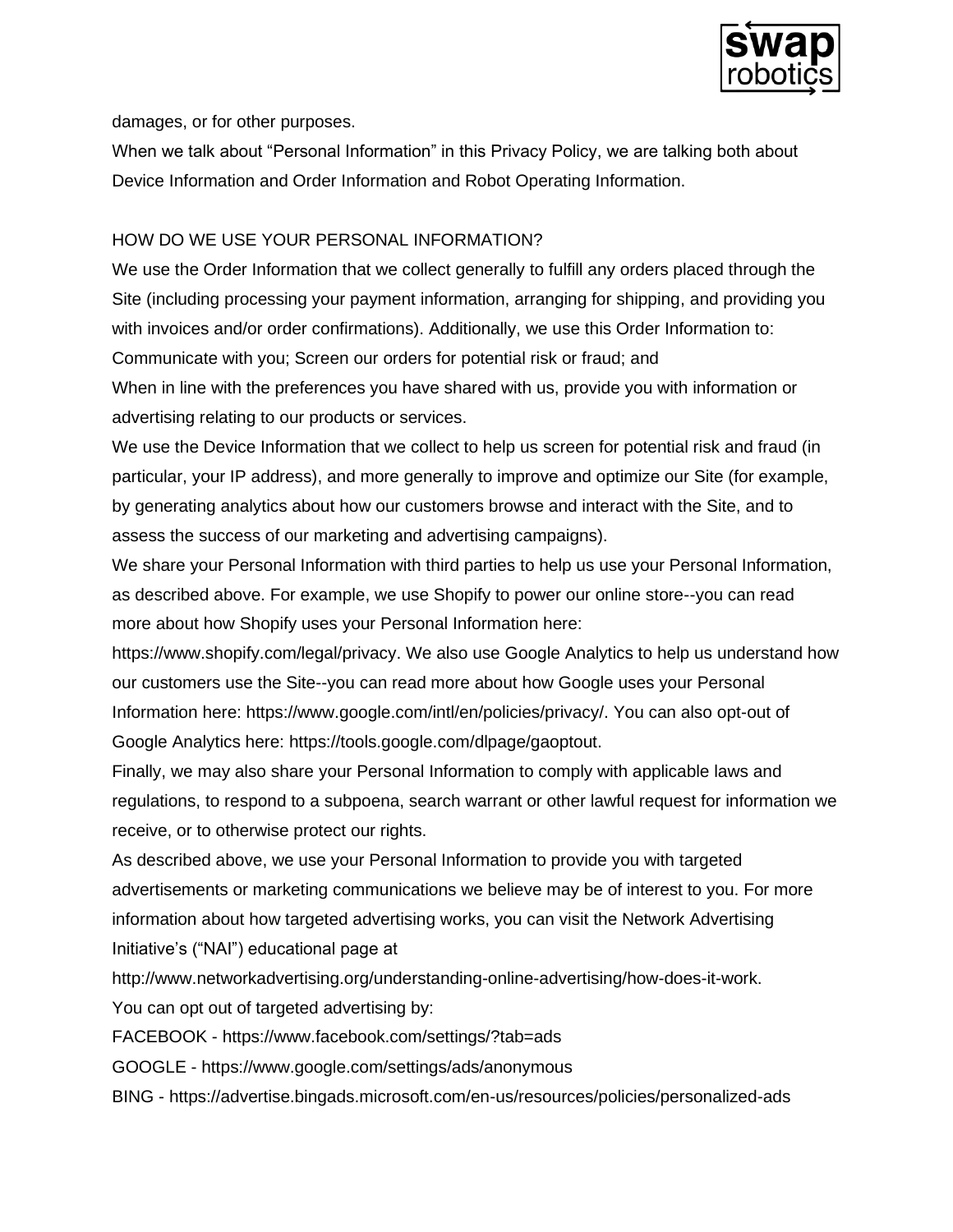damages, or for other purposes.

When we talk about “Personal Information” in this Privacy Policy, we are talking both about Device Information and Order Information and Robot Operating Information.

## HOW DO WE USE YOUR PERSONAL INFORMATION?

We use the Order Information that we collect generally to fulfill any orders placed through the Site (including processing your payment information, arranging for shipping, and providing you with invoices and/or order confirmations). Additionally, we use this Order Information to: Communicate with you; Screen our orders for potential risk or fraud; and

When in line with the preferences you have shared with us, provide you with information or advertising relating to our products or services.

We use the Device Information that we collect to help us screen for potential risk and fraud (in particular, your IP address), and more generally to improve and optimize our Site (for example, by generating analytics about how our customers browse and interact with the Site, and to assess the success of our marketing and advertising campaigns).

We share your Personal Information with third parties to help us use your Personal Information, as described above. For example, we use Shopify to power our online store--you can read more about how Shopify uses your Personal Information here: https://www.shopify.com/legal/privacy. We also use Google Analytics to help us understand how our customers use the Site--you can read more about how Google uses your Personal Information here: https://www.google.com/intl/en/policies/privacy/. You can also opt-out of Google Analytics here: https://tools.google.com/dlpage/gaoptout.

Finally, we may also share your Personal Information to comply with applicable laws and regulations, to respond to a subpoena, search warrant or other lawful request for information we receive, or to otherwise protect our rights.

As described above, we use your Personal Information to provide you with targeted advertisements or marketing communications we believe may be of interest to you. For more information about how targeted advertising works, you can visit the Network Advertising Initiative’s (“NAI”) educational page at http://www.networkadvertising.org/understanding-online-advertising/how-does-it-work.

You can opt out of targeted advertising by:

FACEBOOK - https://www.facebook.com/settings/?tab=ads

GOOGLE - https://www.google.com/settings/ads/anonymous

BING - https://advertise.bingads.microsoft.com/en-us/resources/policies/personalized-ads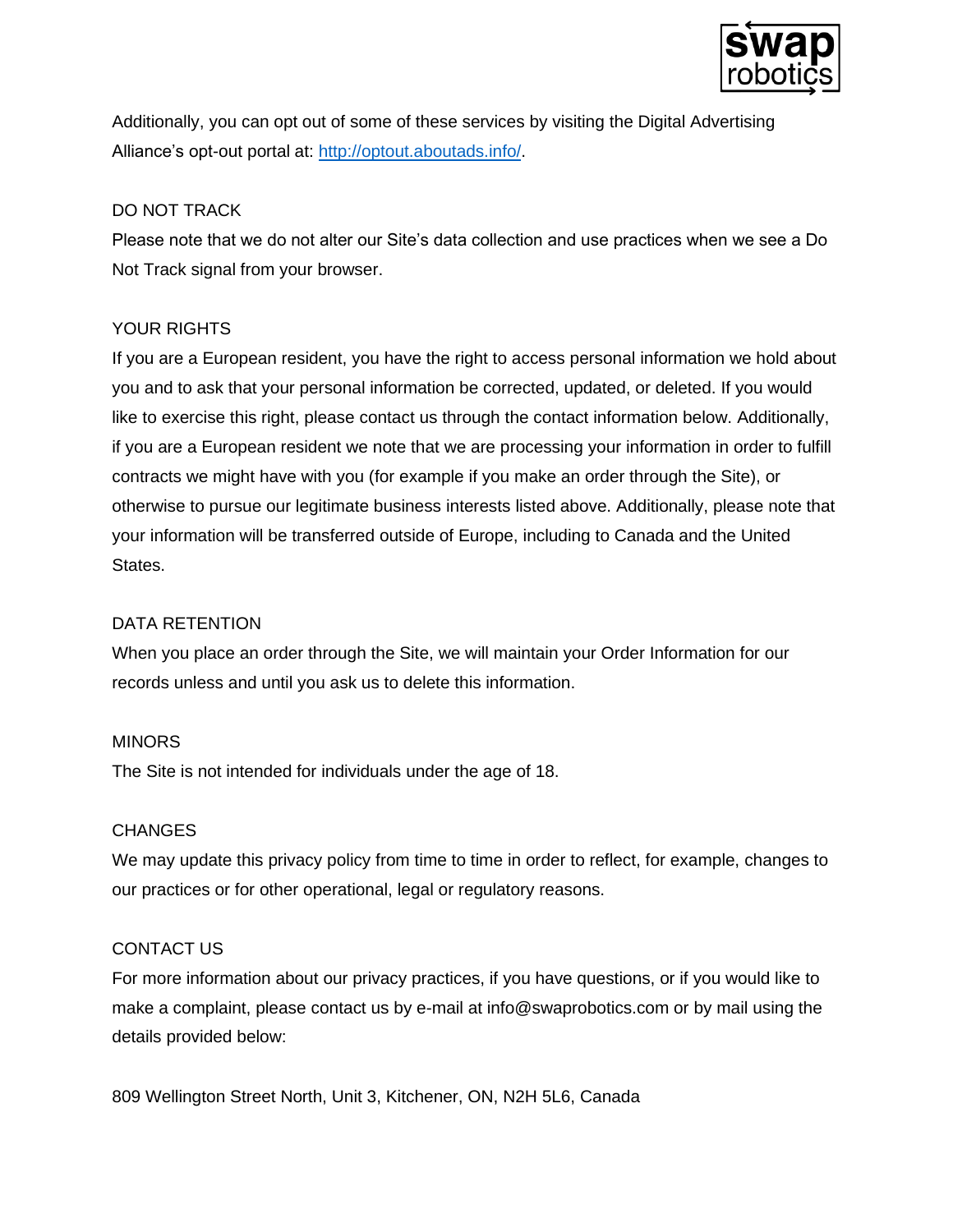Additionally, you can opt out of some of these services by visiting the Digital Advertising Alliance's opt-out portal at: http://optout.aboutads.info/.

## DO NOT TRACK

Please note that we do not alter our Site's data collection and use practices when we see a Do Not Track signal from your browser.

## YOUR RIGHTS

If you are a European resident, you have the right to access personal information we hold about you and to ask that your personal information be corrected, updated, or deleted. If you would like to exercise this right, please contact us through the contact information below. Additionally, if you are a European resident we note that we are processing your information in order to fulfill contracts we might have with you (for example if you make an order through the Site), or otherwise to pursue our legitimate business interests listed above. Additionally, please note that your information will be transferred outside of Europe, including to Canada and the United States.

## DATA RETENTION

When you place an order through the Site, we will maintain your Order Information for our records unless and until you ask us to delete this information.

## MINORS

The Site is not intended for individuals under the age of 18.

## CHANGES

We may update this privacy policy from time to time in order to reflect, for example, changes to our practices or for other operational, legal or regulatory reasons.

## CONTACT US

For more information about our privacy practices, if you have questions, or if you would like to make a complaint, please contact us by e-mail at info@swaprobotics.com or by mail using the details provided below:

809 Wellington Street North, Unit 3, Kitchener, ON, N2H 5L6, Canada